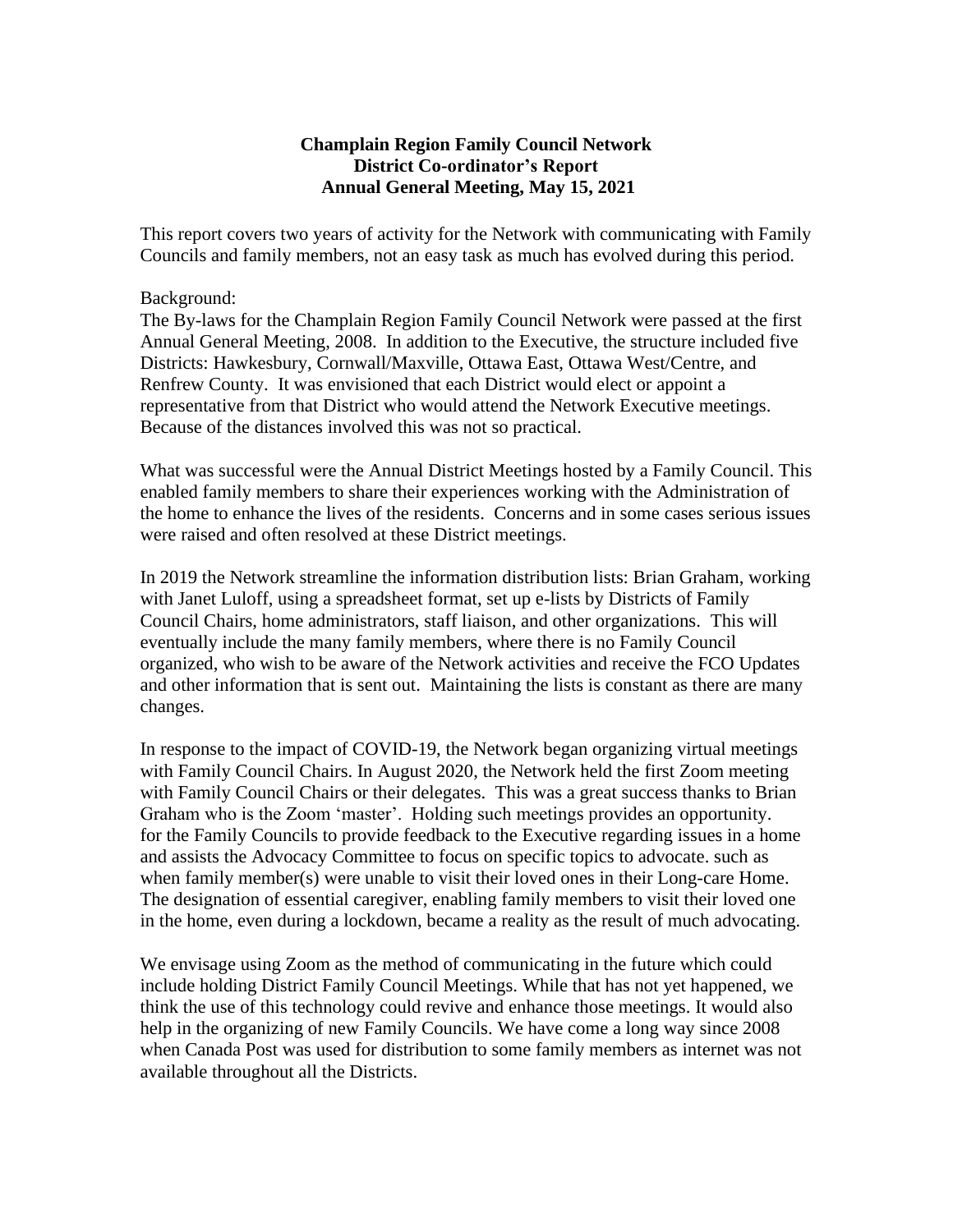**Champlain Region Family Council Network**
**District Co-ordinator's Report**
**Annual General Meeting, May 15, 2021**

This report covers two years of activity for the Network with communicating with Family Councils and family members, not an easy task as much has evolved during this period.

Background:
The By-laws for the Champlain Region Family Council Network were passed at the first Annual General Meeting, 2008. In addition to the Executive, the structure included five Districts: Hawkesbury, Cornwall/Maxville, Ottawa East, Ottawa West/Centre, and Renfrew County. It was envisioned that each District would elect or appoint a representative from that District who would attend the Network Executive meetings. Because of the distances involved this was not so practical.

What was successful were the Annual District Meetings hosted by a Family Council. This enabled family members to share their experiences working with the Administration of the home to enhance the lives of the residents. Concerns and in some cases serious issues were raised and often resolved at these District meetings.

In 2019 the Network streamline the information distribution lists: Brian Graham, working with Janet Luloff, using a spreadsheet format, set up e-lists by Districts of Family Council Chairs, home administrators, staff liaison, and other organizations. This will eventually include the many family members, where there is no Family Council organized, who wish to be aware of the Network activities and receive the FCO Updates and other information that is sent out. Maintaining the lists is constant as there are many changes.

In response to the impact of COVID-19, the Network began organizing virtual meetings with Family Council Chairs. In August 2020, the Network held the first Zoom meeting with Family Council Chairs or their delegates. This was a great success thanks to Brian Graham who is the Zoom 'master'. Holding such meetings provides an opportunity. for the Family Councils to provide feedback to the Executive regarding issues in a home and assists the Advocacy Committee to focus on specific topics to advocate. such as when family member(s) were unable to visit their loved ones in their Long-care Home. The designation of essential caregiver, enabling family members to visit their loved one in the home, even during a lockdown, became a reality as the result of much advocating.

We envisage using Zoom as the method of communicating in the future which could include holding District Family Council Meetings. While that has not yet happened, we think the use of this technology could revive and enhance those meetings. It would also help in the organizing of new Family Councils. We have come a long way since 2008 when Canada Post was used for distribution to some family members as internet was not available throughout all the Districts.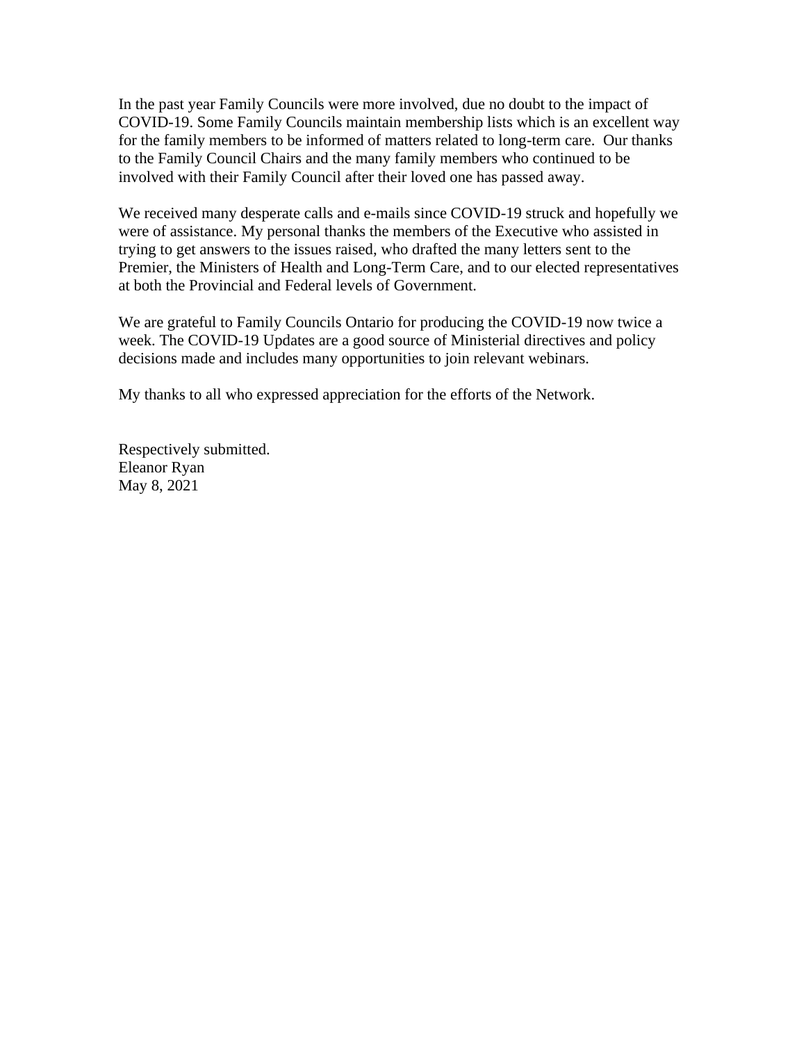In the past year Family Councils were more involved, due no doubt to the impact of COVID-19. Some Family Councils maintain membership lists which is an excellent way for the family members to be informed of matters related to long-term care. Our thanks to the Family Council Chairs and the many family members who continued to be involved with their Family Council after their loved one has passed away.

We received many desperate calls and e-mails since COVID-19 struck and hopefully we were of assistance. My personal thanks the members of the Executive who assisted in trying to get answers to the issues raised, who drafted the many letters sent to the Premier, the Ministers of Health and Long-Term Care, and to our elected representatives at both the Provincial and Federal levels of Government.

We are grateful to Family Councils Ontario for producing the COVID-19 now twice a week. The COVID-19 Updates are a good source of Ministerial directives and policy decisions made and includes many opportunities to join relevant webinars.

My thanks to all who expressed appreciation for the efforts of the Network.

Respectively submitted.
Eleanor Ryan
May 8, 2021